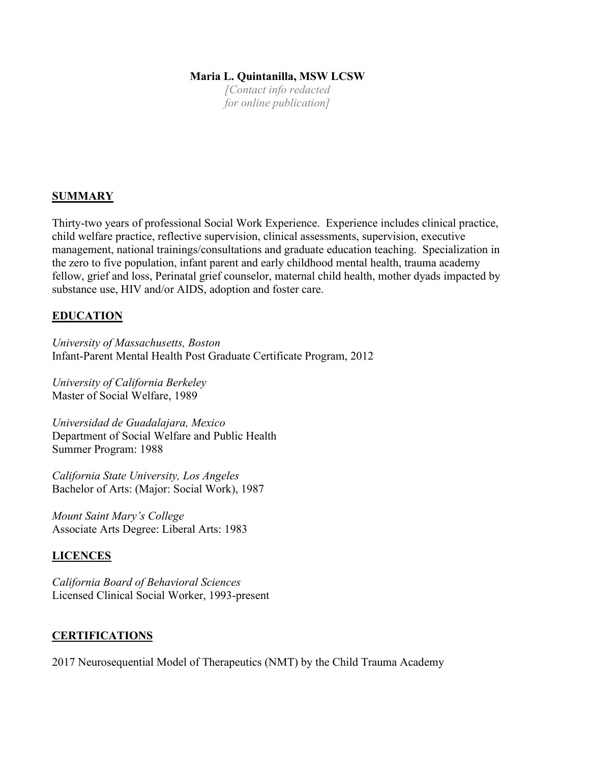**Maria L. Quintanilla, MSW LCSW**

*[Contact info redacted for online publication]*

## SUMMARY

Thirty-two years of professional Social Work Experience. Experience includes clinical practice, child welfare practice, reflective supervision, clinical assessments, supervision, executive management, national trainings/consultations and graduate education teaching. Specialization in the zero to five population, infant parent and early childhood mental health, trauma academy fellow, grief and loss, Perinatal grief counselor, maternal child health, mother dyads impacted by substance use, HIV and/or AIDS, adoption and foster care.

## EDUCATION

*University of Massachusetts, Boston*
Infant-Parent Mental Health Post Graduate Certificate Program, 2012

*University of California Berkeley*
Master of Social Welfare, 1989

*Universidad de Guadalajara, Mexico*
Department of Social Welfare and Public Health
Summer Program: 1988

*California State University, Los Angeles*
Bachelor of Arts: (Major: Social Work), 1987

*Mount Saint Mary's College*
Associate Arts Degree: Liberal Arts: 1983

## LICENCES

*California Board of Behavioral Sciences*
Licensed Clinical Social Worker, 1993-present

## CERTIFICATIONS

2017 Neurosequential Model of Therapeutics (NMT) by the Child Trauma Academy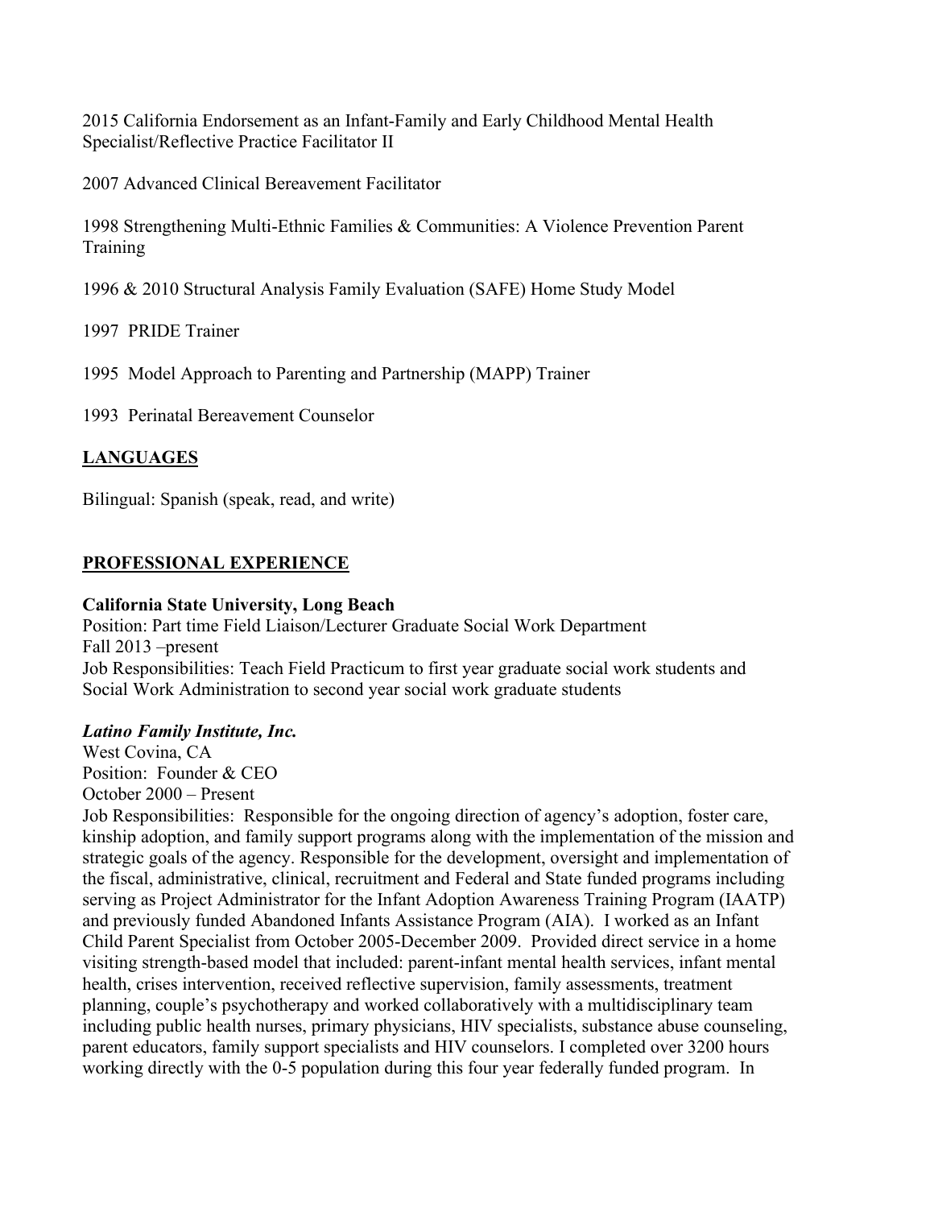2015 California Endorsement as an Infant-Family and Early Childhood Mental Health Specialist/Reflective Practice Facilitator II

2007 Advanced Clinical Bereavement Facilitator

1998 Strengthening Multi-Ethnic Families & Communities: A Violence Prevention Parent Training

1996 & 2010 Structural Analysis Family Evaluation (SAFE) Home Study Model

1997 PRIDE Trainer

1995 Model Approach to Parenting and Partnership (MAPP) Trainer

1993 Perinatal Bereavement Counselor

## LANGUAGES

Bilingual: Spanish (speak, read, and write)

## PROFESSIONAL EXPERIENCE

**California State University, Long Beach**
Position: Part time Field Liaison/Lecturer Graduate Social Work Department
Fall 2013 –present
Job Responsibilities: Teach Field Practicum to first year graduate social work students and Social Work Administration to second year social work graduate students

***Latino Family Institute, Inc.***
West Covina, CA
Position: Founder & CEO
October 2000 – Present
Job Responsibilities: Responsible for the ongoing direction of agency's adoption, foster care, kinship adoption, and family support programs along with the implementation of the mission and strategic goals of the agency. Responsible for the development, oversight and implementation of the fiscal, administrative, clinical, recruitment and Federal and State funded programs including serving as Project Administrator for the Infant Adoption Awareness Training Program (IAATP) and previously funded Abandoned Infants Assistance Program (AIA). I worked as an Infant Child Parent Specialist from October 2005-December 2009. Provided direct service in a home visiting strength-based model that included: parent-infant mental health services, infant mental health, crises intervention, received reflective supervision, family assessments, treatment planning, couple's psychotherapy and worked collaboratively with a multidisciplinary team including public health nurses, primary physicians, HIV specialists, substance abuse counseling, parent educators, family support specialists and HIV counselors. I completed over 3200 hours working directly with the 0-5 population during this four year federally funded program. In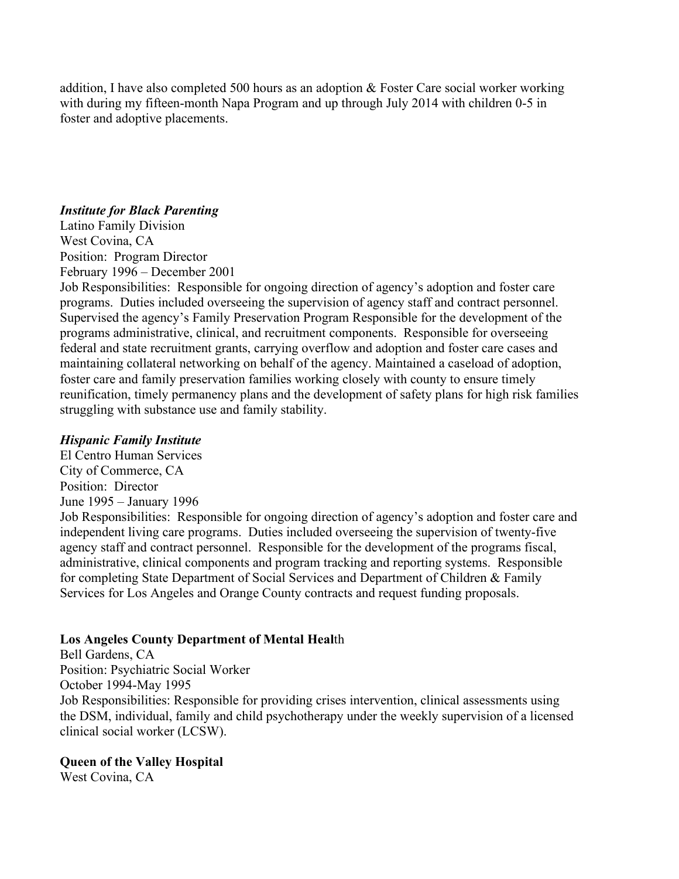addition, I have also completed 500 hours as an adoption & Foster Care social worker working with during my fifteen-month Napa Program and up through July 2014 with children 0-5 in foster and adoptive placements.

***Institute for Black Parenting***
Latino Family Division
West Covina, CA
Position: Program Director
February 1996 – December 2001
Job Responsibilities: Responsible for ongoing direction of agency's adoption and foster care programs. Duties included overseeing the supervision of agency staff and contract personnel. Supervised the agency's Family Preservation Program Responsible for the development of the programs administrative, clinical, and recruitment components. Responsible for overseeing federal and state recruitment grants, carrying overflow and adoption and foster care cases and maintaining collateral networking on behalf of the agency. Maintained a caseload of adoption, foster care and family preservation families working closely with county to ensure timely reunification, timely permanency plans and the development of safety plans for high risk families struggling with substance use and family stability.

***Hispanic Family Institute***
El Centro Human Services
City of Commerce, CA
Position: Director
June 1995 – January 1996
Job Responsibilities: Responsible for ongoing direction of agency's adoption and foster care and independent living care programs. Duties included overseeing the supervision of twenty-five agency staff and contract personnel. Responsible for the development of the programs fiscal, administrative, clinical components and program tracking and reporting systems. Responsible for completing State Department of Social Services and Department of Children & Family Services for Los Angeles and Orange County contracts and request funding proposals.

**Los Angeles County Department of Mental Heal**th
Bell Gardens, CA
Position: Psychiatric Social Worker
October 1994-May 1995
Job Responsibilities: Responsible for providing crises intervention, clinical assessments using the DSM, individual, family and child psychotherapy under the weekly supervision of a licensed clinical social worker (LCSW).

**Queen of the Valley Hospital**
West Covina, CA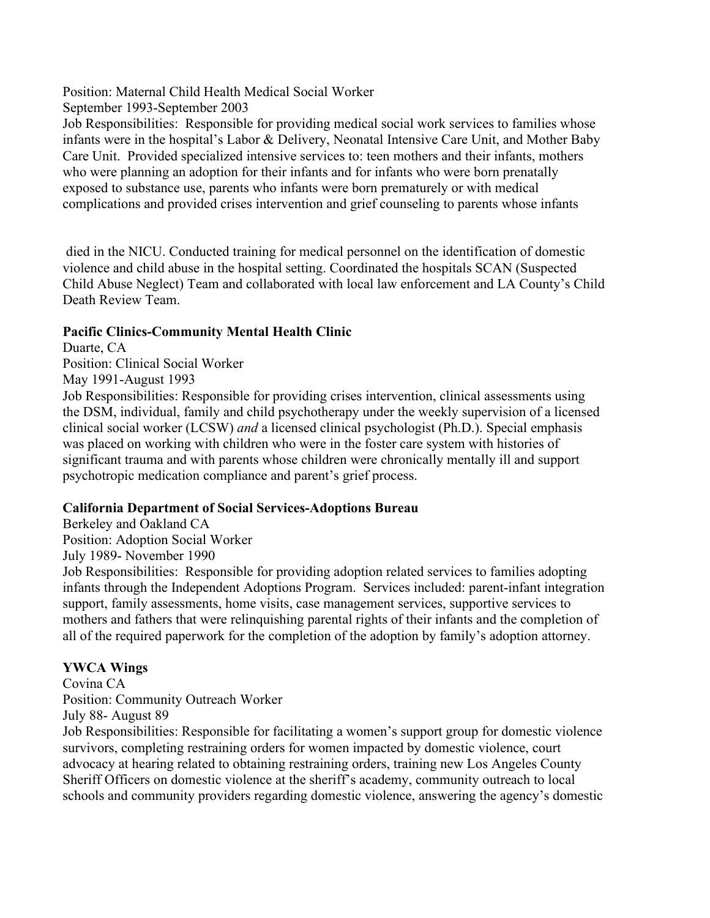Position: Maternal Child Health Medical Social Worker
September 1993-September 2003
Job Responsibilities: Responsible for providing medical social work services to families whose infants were in the hospital's Labor & Delivery, Neonatal Intensive Care Unit, and Mother Baby Care Unit. Provided specialized intensive services to: teen mothers and their infants, mothers who were planning an adoption for their infants and for infants who were born prenatally exposed to substance use, parents who infants were born prematurely or with medical complications and provided crises intervention and grief counseling to parents whose infants died in the NICU. Conducted training for medical personnel on the identification of domestic violence and child abuse in the hospital setting. Coordinated the hospitals SCAN (Suspected Child Abuse Neglect) Team and collaborated with local law enforcement and LA County's Child Death Review Team.

**Pacific Clinics-Community Mental Health Clinic**
Duarte, CA
Position: Clinical Social Worker
May 1991-August 1993
Job Responsibilities: Responsible for providing crises intervention, clinical assessments using the DSM, individual, family and child psychotherapy under the weekly supervision of a licensed clinical social worker (LCSW) *and* a licensed clinical psychologist (Ph.D.). Special emphasis was placed on working with children who were in the foster care system with histories of significant trauma and with parents whose children were chronically mentally ill and support psychotropic medication compliance and parent's grief process.

**California Department of Social Services-Adoptions Bureau**
Berkeley and Oakland CA
Position: Adoption Social Worker
July 1989- November 1990
Job Responsibilities: Responsible for providing adoption related services to families adopting infants through the Independent Adoptions Program. Services included: parent-infant integration support, family assessments, home visits, case management services, supportive services to mothers and fathers that were relinquishing parental rights of their infants and the completion of all of the required paperwork for the completion of the adoption by family's adoption attorney.

**YWCA Wings**
Covina CA
Position: Community Outreach Worker
July 88- August 89
Job Responsibilities: Responsible for facilitating a women's support group for domestic violence survivors, completing restraining orders for women impacted by domestic violence, court advocacy at hearing related to obtaining restraining orders, training new Los Angeles County Sheriff Officers on domestic violence at the sheriff's academy, community outreach to local schools and community providers regarding domestic violence, answering the agency's domestic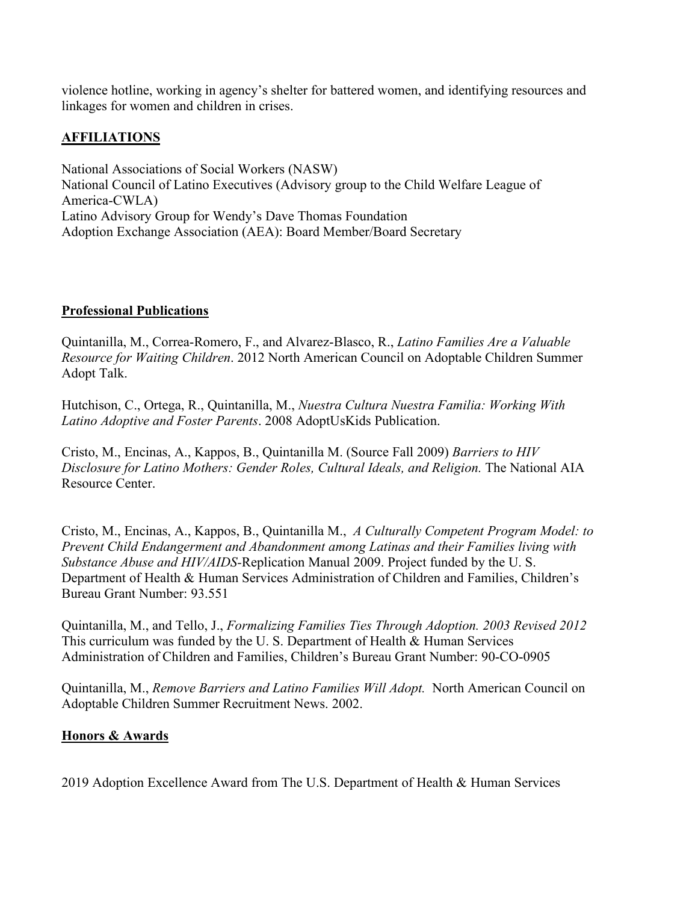violence hotline, working in agency's shelter for battered women, and identifying resources and linkages for women and children in crises.

## AFFILIATIONS

National Associations of Social Workers (NASW)
National Council of Latino Executives (Advisory group to the Child Welfare League of America-CWLA)
Latino Advisory Group for Wendy's Dave Thomas Foundation
Adoption Exchange Association (AEA): Board Member/Board Secretary

## Professional Publications

Quintanilla, M., Correa-Romero, F., and Alvarez-Blasco, R., *Latino Families Are a Valuable Resource for Waiting Children*. 2012 North American Council on Adoptable Children Summer Adopt Talk.

Hutchison, C., Ortega, R., Quintanilla, M., *Nuestra Cultura Nuestra Familia: Working With Latino Adoptive and Foster Parents*. 2008 AdoptUsKids Publication.

Cristo, M., Encinas, A., Kappos, B., Quintanilla M. (Source Fall 2009) *Barriers to HIV Disclosure for Latino Mothers: Gender Roles, Cultural Ideals, and Religion.* The National AIA Resource Center.

Cristo, M., Encinas, A., Kappos, B., Quintanilla M., *A Culturally Competent Program Model: to Prevent Child Endangerment and Abandonment among Latinas and their Families living with Substance Abuse and HIV/AIDS*-Replication Manual 2009. Project funded by the U. S. Department of Health & Human Services Administration of Children and Families, Children's Bureau Grant Number: 93.551

Quintanilla, M., and Tello, J., *Formalizing Families Ties Through Adoption. 2003 Revised 2012* This curriculum was funded by the U. S. Department of Health & Human Services Administration of Children and Families, Children's Bureau Grant Number: 90-CO-0905

Quintanilla, M., *Remove Barriers and Latino Families Will Adopt.* North American Council on Adoptable Children Summer Recruitment News. 2002.

## Honors & Awards

2019 Adoption Excellence Award from The U.S. Department of Health & Human Services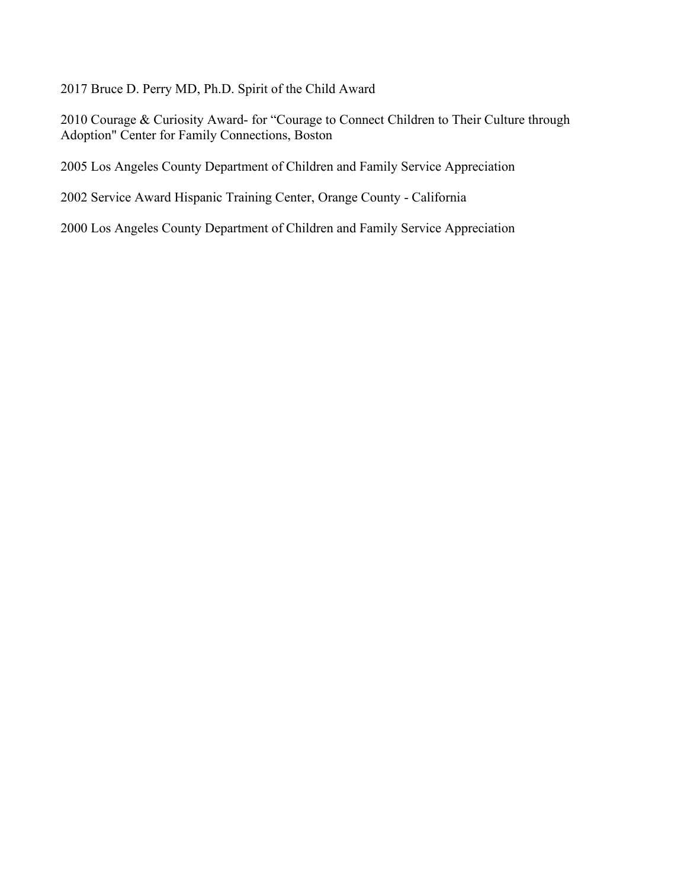2017 Bruce D. Perry MD, Ph.D. Spirit of the Child Award

2010 Courage & Curiosity Award- for “Courage to Connect Children to Their Culture through Adoption" Center for Family Connections, Boston

2005 Los Angeles County Department of Children and Family Service Appreciation

2002 Service Award Hispanic Training Center, Orange County - California

2000 Los Angeles County Department of Children and Family Service Appreciation